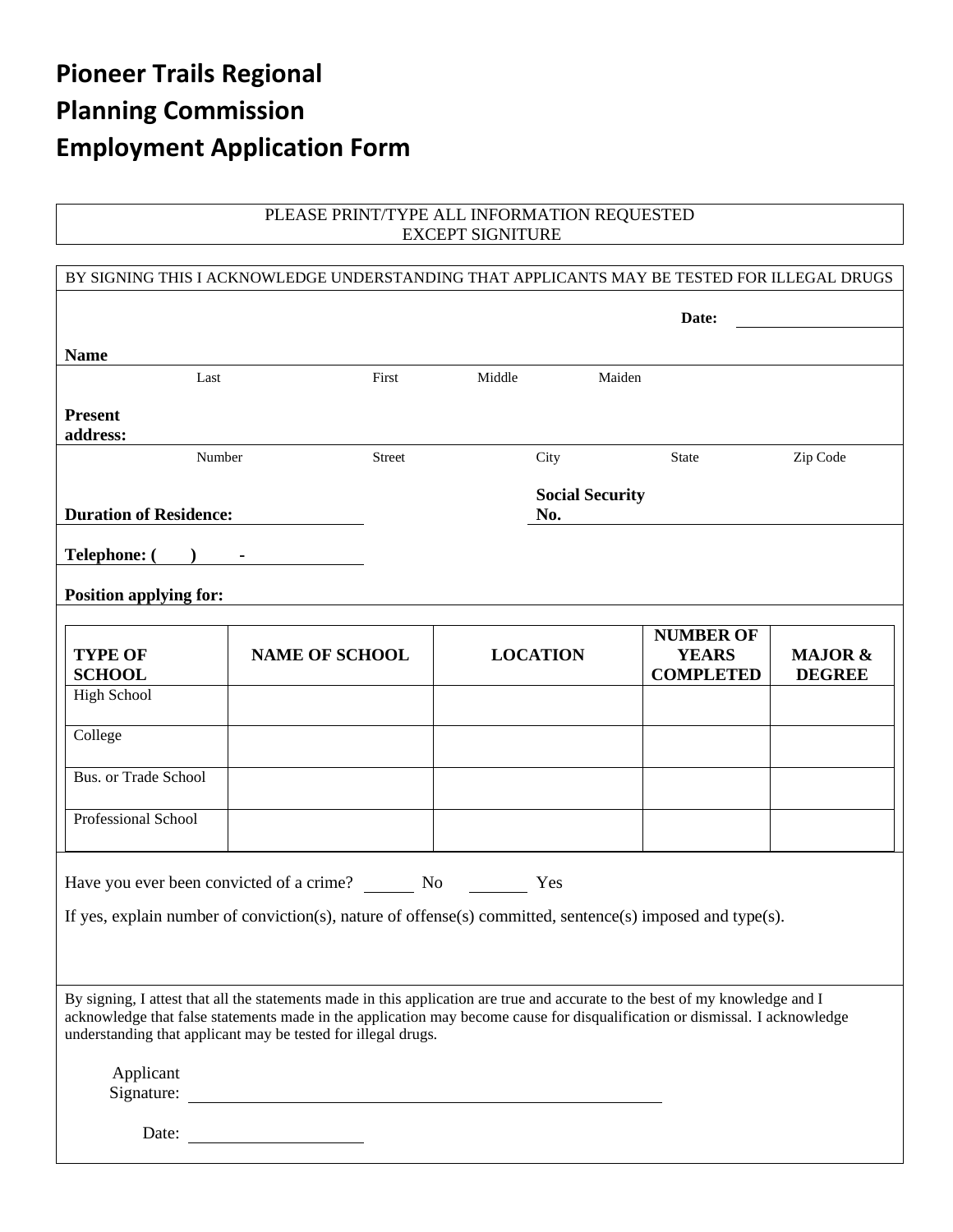# Pioneer Trails Regional Planning Commission Employment Application Form

PLEASE PRINT/TYPE ALL INFORMATION REQUESTED
EXCEPT SIGNITURE

BY SIGNING THIS I ACKNOWLEDGE UNDERSTANDING THAT APPLICANTS MAY BE TESTED FOR ILLEGAL DRUGS

**Date:** ____________

**Name** ______________________________________________
Last First Middle Maiden

**Present address:** ______________________________________________
Number Street City State Zip Code

**Duration of Residence:** ____________ **Social Security No.** ____________

**Telephone: (   )   -** ____________

**Position applying for:** ____________

| TYPE OF SCHOOL | NAME OF SCHOOL | LOCATION | NUMBER OF YEARS COMPLETED | MAJOR & DEGREE |
|---|---|---|---|---|
| High School | | | | |
| College | | | | |
| Bus. or Trade School | | | | |
| Professional School | | | | |

Have you ever been convicted of a crime? ______ No ______ Yes

If yes, explain number of conviction(s), nature of offense(s) committed, sentence(s) imposed and type(s).

By signing, I attest that all the statements made in this application are true and accurate to the best of my knowledge and I acknowledge that false statements made in the application may become cause for disqualification or dismissal. I acknowledge understanding that applicant may be tested for illegal drugs.

Applicant Signature: ______________________________

Date: ____________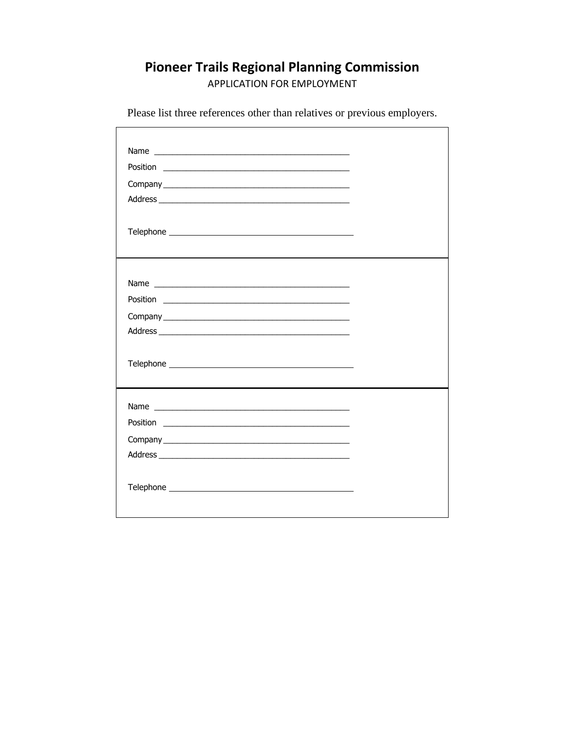# Pioneer Trails Regional Planning Commission

APPLICATION FOR EMPLOYMENT

Please list three references other than relatives or previous employers.

Name ___________________________________________

Position ________________________________________

Company ________________________________________

Address ________________________________________

Telephone ______________________________________

---

Name ___________________________________________

Position ________________________________________

Company ________________________________________

Address ________________________________________

Telephone ______________________________________

---

Name ___________________________________________

Position ________________________________________

Company ________________________________________

Address ________________________________________

Telephone ______________________________________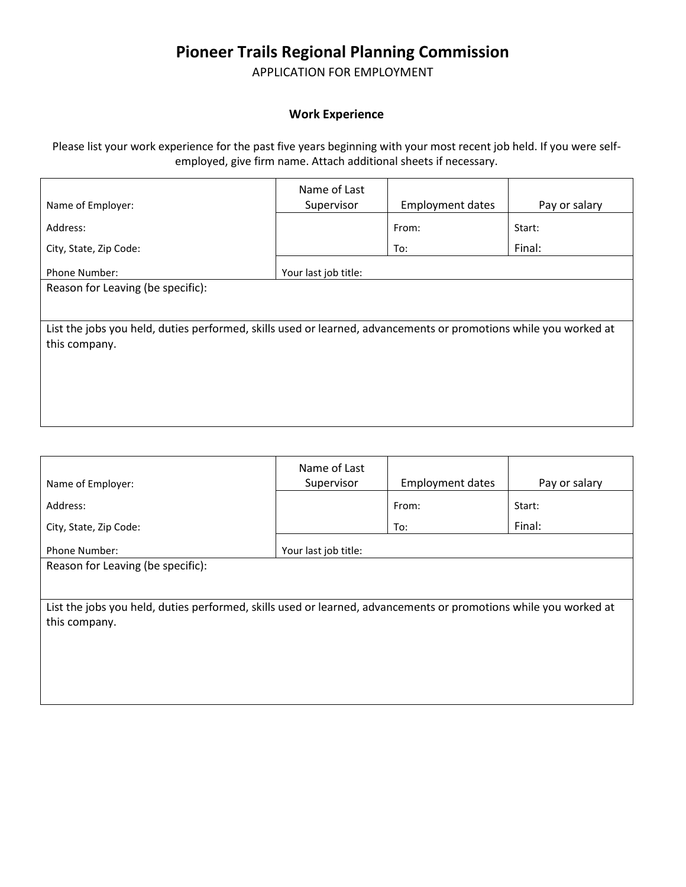# Pioneer Trails Regional Planning Commission

APPLICATION FOR EMPLOYMENT

### Work Experience

Please list your work experience for the past five years beginning with your most recent job held. If you were self-employed, give firm name. Attach additional sheets if necessary.

| Name of Employer: | Name of Last Supervisor | Employment dates | Pay or salary |
|---|---|---|---|
| Address: | | From: | Start: |
| City, State, Zip Code: | | To: | Final: |
| Phone Number: | Your last job title: | | |
| Reason for Leaving (be specific): | | | |
| List the jobs you held, duties performed, skills used or learned, advancements or promotions while you worked at this company. | | | |

| Name of Employer: | Name of Last Supervisor | Employment dates | Pay or salary |
|---|---|---|---|
| Address: | | From: | Start: |
| City, State, Zip Code: | | To: | Final: |
| Phone Number: | Your last job title: | | |
| Reason for Leaving (be specific): | | | |
| List the jobs you held, duties performed, skills used or learned, advancements or promotions while you worked at this company. | | | |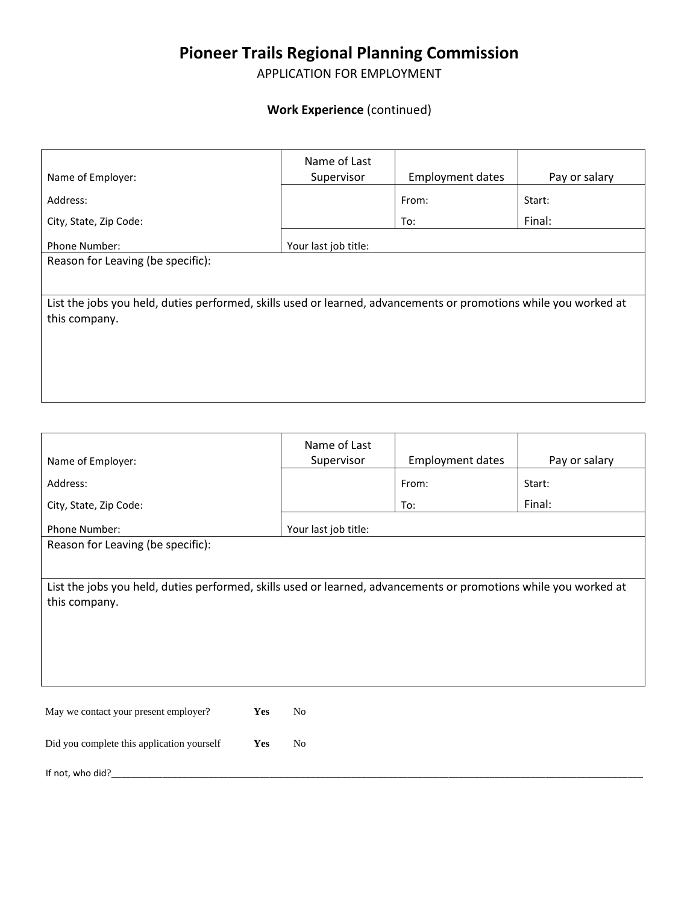# Pioneer Trails Regional Planning Commission

APPLICATION FOR EMPLOYMENT

**Work Experience** (continued)

| Name of Employer: | Name of Last Supervisor | Employment dates | Pay or salary |
|---|---|---|---|
| Address: | | From: | Start: |
| City, State, Zip Code: | | To: | Final: |
| Phone Number: | Your last job title: | | |
| Reason for Leaving (be specific): | | | |
| List the jobs you held, duties performed, skills used or learned, advancements or promotions while you worked at this company. | | | |

| Name of Employer: | Name of Last Supervisor | Employment dates | Pay or salary |
|---|---|---|---|
| Address: | | From: | Start: |
| City, State, Zip Code: | | To: | Final: |
| Phone Number: | Your last job title: | | |
| Reason for Leaving (be specific): | | | |
| List the jobs you held, duties performed, skills used or learned, advancements or promotions while you worked at this company. | | | |

May we contact your present employer? **Yes** No

Did you complete this application yourself **Yes** No

If not, who did?\_\_\_\_\_\_\_\_\_\_\_\_\_\_\_\_\_\_\_\_\_\_\_\_\_\_\_\_\_\_\_\_\_\_\_\_\_\_\_\_\_\_\_\_\_\_\_\_\_\_\_\_\_\_\_\_\_\_\_\_